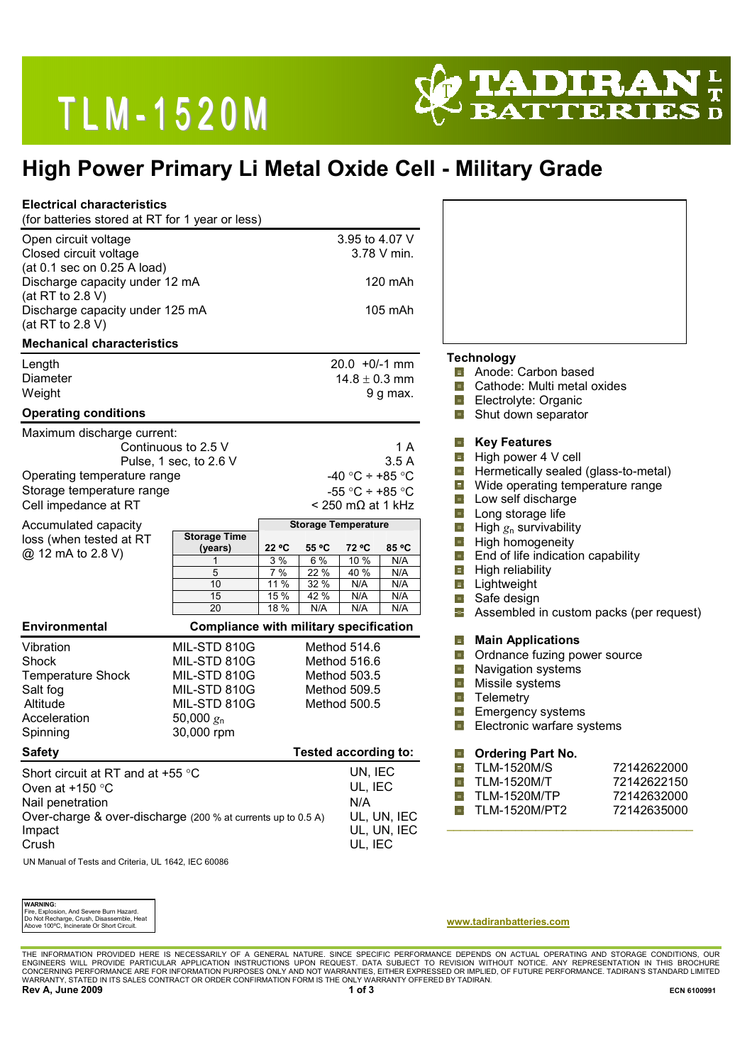# TLM-1520M

TADIRAN BATTERIES LTD

## High Power Primary Li Metal Oxide Cell - Military Grade

### Electrical characteristics

(for batteries stored at RT for 1 year or less)

| | |
|---|---|
| Open circuit voltage | 3.95 to 4.07 V |
| Closed circuit voltage (at 0.1 sec on 0.25 A load) | 3.78 V min. |
| Discharge capacity under 12 mA (at RT to 2.8 V) | 120 mAh |
| Discharge capacity under 125 mA (at RT to 2.8 V) | 105 mAh |

### Mechanical characteristics

| | |
|---|---|
| Length | 20.0 +0/-1 mm |
| Diameter | 14.8 ± 0.3 mm |
| Weight | 9 g max. |

### Operating conditions

| | |
|---|---|
| Maximum discharge current: | |
| Continuous to 2.5 V | 1 A |
| Pulse, 1 sec, to 2.6 V | 3.5 A |
| Operating temperature range | -40 °C ÷ +85 °C |
| Storage temperature range | -55 °C ÷ +85 °C |
| Cell impedance at RT | < 250 mΩ at 1 kHz |

Accumulated capacity loss (when tested at RT @ 12 mA to 2.8 V)

| Storage Time (years) | Storage Temperature | | | |
|---|---|---|---|---|
| | 22 ºC | 55 ºC | 72 ºC | 85 ºC |
| 1 | 3 % | 6 % | 10 % | N/A |
| 5 | 7 % | 22 % | 40 % | N/A |
| 10 | 11 % | 32 % | N/A | N/A |
| 15 | 15 % | 42 % | N/A | N/A |
| 20 | 18 % | N/A | N/A | N/A |

### Environmental

| Environmental | Compliance with military specification | |
|---|---|---|
| Vibration | MIL-STD 810G | Method 514.6 |
| Shock | MIL-STD 810G | Method 516.6 |
| Temperature Shock | MIL-STD 810G | Method 503.5 |
| Salt fog | MIL-STD 810G | Method 509.5 |
| Altitude | MIL-STD 810G | Method 500.5 |
| Acceleration | 50,000 $g_n$ | |
| Spinning | 30,000 rpm | |

### Safety

| Safety | Tested according to: |
|---|---|
| Short circuit at RT and at +55 °C | UN, IEC |
| Oven at +150 °C | UL, IEC |
| Nail penetration | N/A |
| Over-charge & over-discharge (200 % at currents up to 0.5 A) | UL, UN, IEC |
| Impact | UL, UN, IEC |
| Crush | UL, IEC |

UN Manual of Tests and Criteria, UL 1642, IEC 60086

### Technology

- Anode: Carbon based
- Cathode: Multi metal oxides
- Electrolyte: Organic
- Shut down separator

### Key Features

- High power 4 V cell
- Hermetically sealed (glass-to-metal)
- Wide operating temperature range
- Low self discharge
- Long storage life
- High $g_n$ survivability
- High homogeneity
- End of life indication capability
- High reliability
- Lightweight
- Safe design
- Assembled in custom packs (per request)

### Main Applications

- Ordnance fuzing power source
- Navigation systems
- Missile systems
- Telemetry
- Emergency systems
- Electronic warfare systems

### Ordering Part No.

| | |
|---|---|
| TLM-1520M/S | 72142622000 |
| TLM-1520M/T | 72142622150 |
| TLM-1520M/TP | 72142632000 |
| TLM-1520M/PT2 | 72142635000 |

**WARNING:**
Fire, Explosion, And Severe Burn Hazard.
Do Not Recharge, Crush, Disassemble, Heat Above 100ºC, Incinerate Or Short Circuit.

www.tadiranbatteries.com

THE INFORMATION PROVIDED HERE IS NECESSARILY OF A GENERAL NATURE. SINCE SPECIFIC PERFORMANCE DEPENDS ON ACTUAL OPERATING AND STORAGE CONDITIONS, OUR ENGINEERS WILL PROVIDE PARTICULAR APPLICATION INSTRUCTIONS UPON REQUEST. DATA SUBJECT TO REVISION WITHOUT NOTICE. ANY REPRESENTATION IN THIS BROCHURE CONCERNING PERFORMANCE ARE FOR INFORMATION PURPOSES ONLY AND NOT WARRANTIES, EITHER EXPRESSED OR IMPLIED, OF FUTURE PERFORMANCE. TADIRAN'S STANDARD LIMITED WARRANTY, STATED IN ITS SALES CONTRACT OR ORDER CONFIRMATION FORM IS THE ONLY WARRANTY OFFERED BY TADIRAN.

**Rev A, June 2009** **ECN 6100991**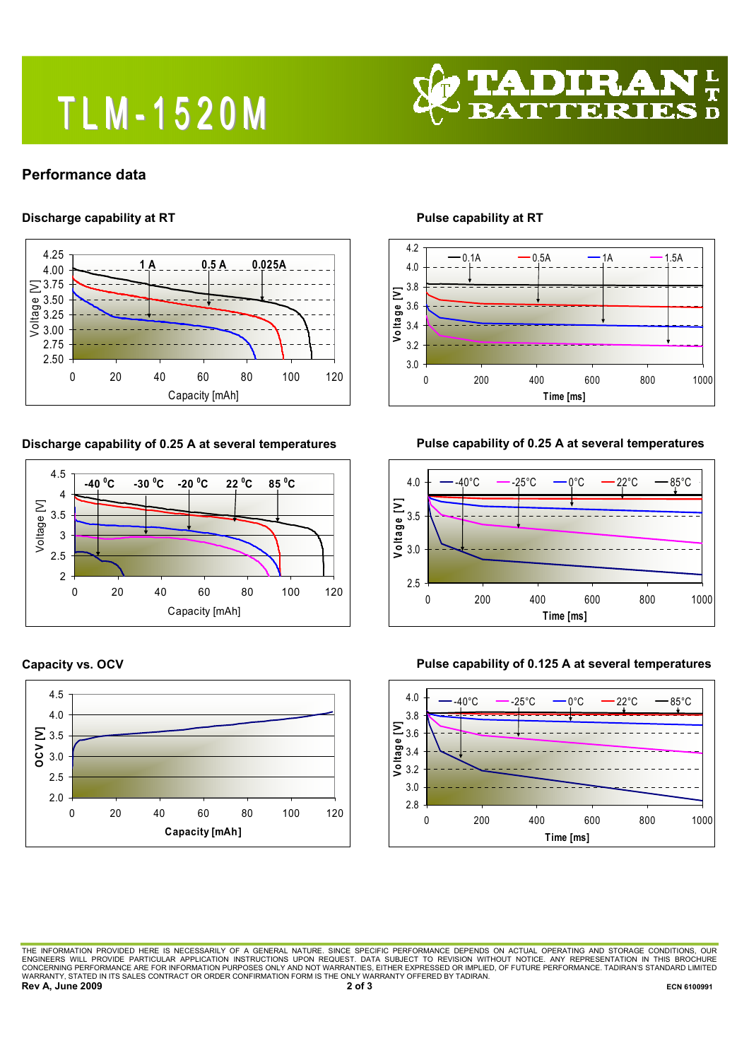# TLM-1520M

## Performance data

### Discharge capability at RT

### Pulse capability at RT

### Discharge capability of 0.25 A at several temperatures

### Pulse capability of 0.25 A at several temperatures

### Capacity vs. OCV

### Pulse capability of 0.125 A at several temperatures

THE INFORMATION PROVIDED HERE IS NECESSARILY OF A GENERAL NATURE. SINCE SPECIFIC PERFORMANCE DEPENDS ON ACTUAL OPERATING AND STORAGE CONDITIONS, OUR ENGINEERS WILL PROVIDE PARTICULAR APPLICATION INSTRUCTIONS UPON REQUEST. DATA SUBJECT TO REVISION WITHOUT NOTICE. ANY REPRESENTATION IN THIS BROCHURE CONCERNING PERFORMANCE ARE FOR INFORMATION PURPOSES ONLY AND NOT WARRANTIES, EITHER EXPRESSED OR IMPLIED, OF FUTURE PERFORMANCE. TADIRAN'S STANDARD LIMITED WARRANTY, STATED IN ITS SALES CONTRACT OR ORDER CONFIRMATION FORM IS THE ONLY WARRANTY OFFERED BY TADIRAN.

**Rev A, June 2009**

**ECN 6100991**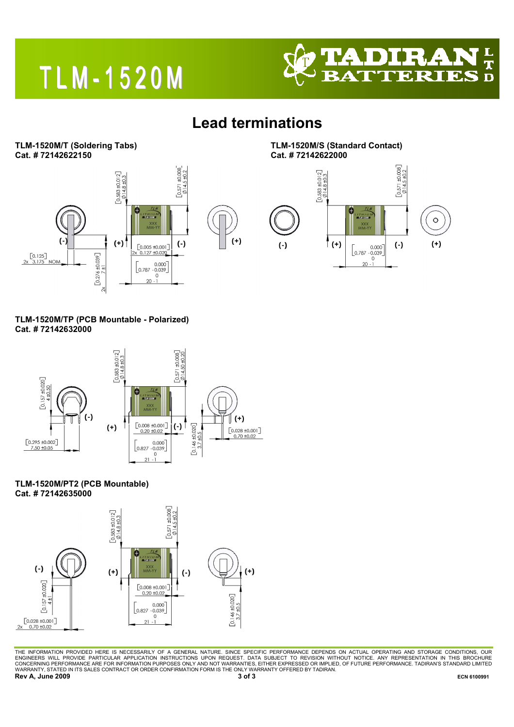# TLM-1520M

TADIRAN BATTERIES LTD

## Lead terminations

**TLM-1520M/T (Soldering Tabs)**
**Cat. # 72142622150**

[0.583 ±0.012]
Ø14.8 ±0.3

[0.571 ±0.008]
Ø14.5 ±0.2

(-)

(+)

(-)

(+)

[0.125]
2x 3.175 NOM

[0.276 ±0.039]
7 ±1
2x

[0.005 ±0.001]
2x 0.127 ±0.020

[0.787 0.000 -0.039]
20 0 -1

**TLM-1520M/S (Standard Contact)**
**Cat. # 72142622000**

[0.583 ±0.012]
Ø14.8 ±0.3

[0.571 ±0.008]
Ø14.5 ±0.2

(-)

(+)

(-)

(+)

[0.787 0.000 -0.039]
20 0 -1

**TLM-1520M/TP (PCB Mountable - Polarized)**
**Cat. # 72142632000**

[0.583 ±0.012]
Ø14.8 ±0.3

[0.571 ±0.008]
Ø14.50 ±0.20

[0.157 ±0.020]
4 ±0.50

(-)

(+)

(-)

(+)

[0.295 ±0.002]
7.50 ±0.05

[0.008 ±0.001]
0.20 ±0.02

[0.827 0.000 -0.039]
21 0 -1

[0.146 ±0.020]
3.7 ±0.5

[0.028 ±0.001]
0.70 ±0.02

**TLM-1520M/PT2 (PCB Mountable)**
**Cat. # 72142635000**

[0.583 ±0.012]
Ø14.8 ±0.3

[0.571 ±0.008]
Ø14.5 ±0.2

(-)

(+)

(-)

(+)

[0.157 ±0.020]
4 ±1

[0.028 ±0.001]
2x 0.70 ±0.02

[0.008 ±0.001]
0.20 ±0.02

[0.827 0.000 -0.039]
21 0 -1

[0.146 ±0.020]
3.7 ±0.5

THE INFORMATION PROVIDED HERE IS NECESSARILY OF A GENERAL NATURE. SINCE SPECIFIC PERFORMANCE DEPENDS ON ACTUAL OPERATING AND STORAGE CONDITIONS, OUR ENGINEERS WILL PROVIDE PARTICULAR APPLICATION INSTRUCTIONS UPON REQUEST. DATA SUBJECT TO REVISION WITHOUT NOTICE. ANY REPRESENTATION IN THIS BROCHURE CONCERNING PERFORMANCE ARE FOR INFORMATION PURPOSES ONLY AND NOT WARRANTIES, EITHER EXPRESSED OR IMPLIED, OF FUTURE PERFORMANCE. TADIRAN'S STANDARD LIMITED WARRANTY, STATED IN ITS SALES CONTRACT OR ORDER CONFIRMATION FORM IS THE ONLY WARRANTY OFFERED BY TADIRAN.

**Rev A, June 2009** **ECN 6100991**